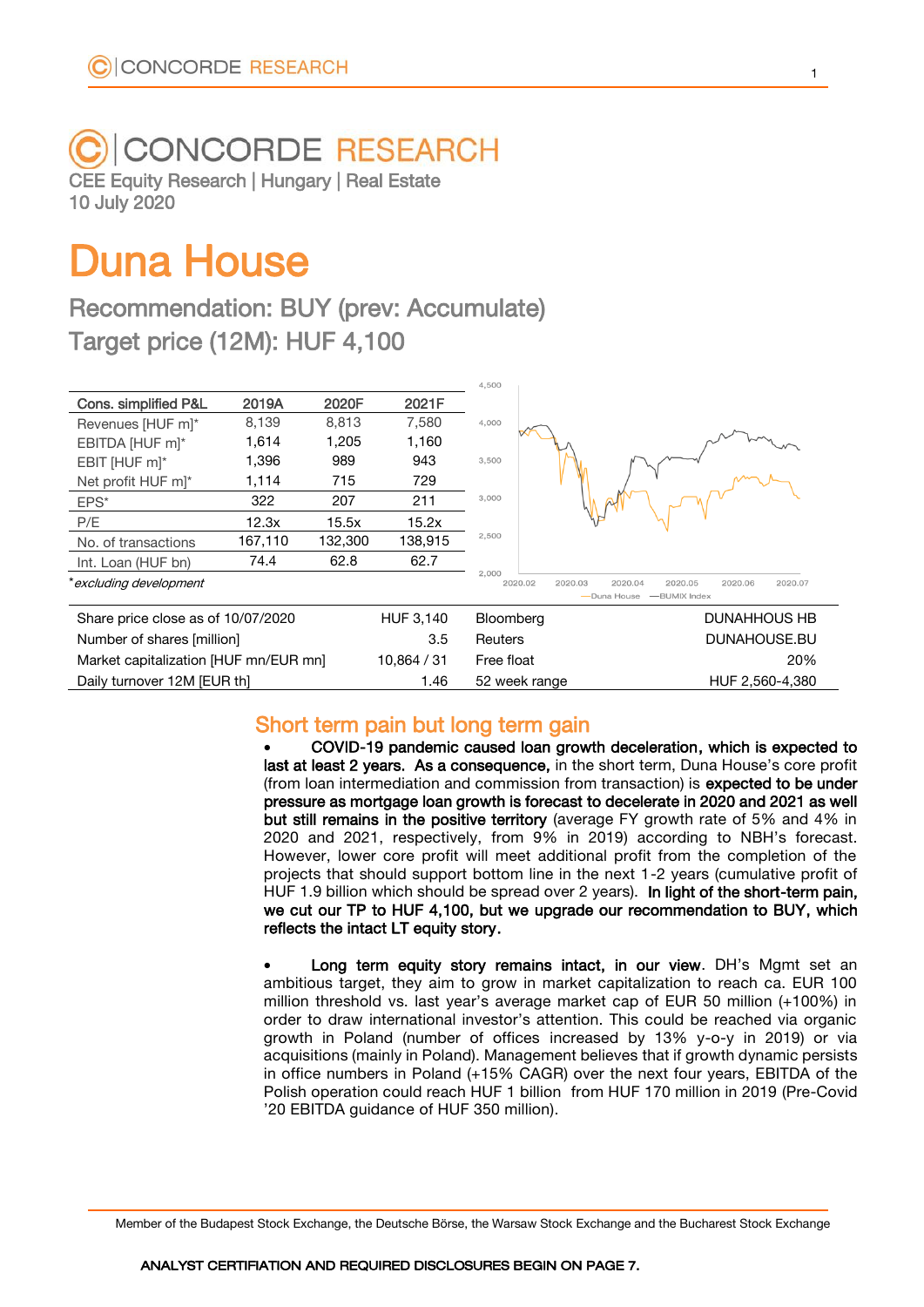# CONCORDE RESEARCH

CEE Equity Research | Hungary | Real Estate
10 July 2020

# Duna House

## Recommendation: BUY (prev: Accumulate)
## Target price (12M): HUF 4,100

| Cons. simplified P&L | 2019A | 2020F | 2021F |
|---|---|---|---|
| Revenues [HUF m]* | 8,139 | 8,813 | 7,580 |
| EBITDA [HUF m]* | 1,614 | 1,205 | 1,160 |
| EBIT [HUF m]* | 1,396 | 989 | 943 |
| Net profit HUF m]* | 1,114 | 715 | 729 |
| EPS* | 322 | 207 | 211 |
| P/E | 12.3x | 15.5x | 15.2x |
| No. of transactions | 167,110 | 132,300 | 138,915 |
| Int. Loan (HUF bn) | 74.4 | 62.8 | 62.7 |

**excluding development*

| | | | |
|---|---|---|---|
| Share price close as of 10/07/2020 | HUF 3,140 | Bloomberg | DUNAHHOUS HB |
| Number of shares [million] | 3.5 | Reuters | DUNAHOUSE.BU |
| Market capitalization [HUF mn/EUR mn] | 10,864 / 31 | Free float | 20% |
| Daily turnover 12M [EUR th] | 1.46 | 52 week range | HUF 2,560-4,380 |

## Short term pain but long term gain

- **COVID-19 pandemic caused loan growth deceleration, which is expected to last at least 2 years. As a consequence,** in the short term, Duna House's core profit (from loan intermediation and commission from transaction) is **expected to be under pressure as mortgage loan growth is forecast to decelerate in 2020 and 2021 as well but still remains in the positive territory** (average FY growth rate of 5% and 4% in 2020 and 2021, respectively, from 9% in 2019) according to NBH's forecast. However, lower core profit will meet additional profit from the completion of the projects that should support bottom line in the next 1-2 years (cumulative profit of HUF 1.9 billion which should be spread over 2 years). **In light of the short-term pain, we cut our TP to HUF 4,100, but we upgrade our recommendation to BUY, which reflects the intact LT equity story.**

- **Long term equity story remains intact, in our view**. DH's Mgmt set an ambitious target, they aim to grow in market capitalization to reach ca. EUR 100 million threshold vs. last year's average market cap of EUR 50 million (+100%) in order to draw international investor's attention. This could be reached via organic growth in Poland (number of offices increased by 13% y-o-y in 2019) or via acquisitions (mainly in Poland). Management believes that if growth dynamic persists in office numbers in Poland (+15% CAGR) over the next four years, EBITDA of the Polish operation could reach HUF 1 billion from HUF 170 million in 2019 (Pre-Covid '20 EBITDA guidance of HUF 350 million).

Member of the Budapest Stock Exchange, the Deutsche Börse, the Warsaw Stock Exchange and the Bucharest Stock Exchange

**ANALYST CERTIFIATION AND REQUIRED DISCLOSURES BEGIN ON PAGE 7.**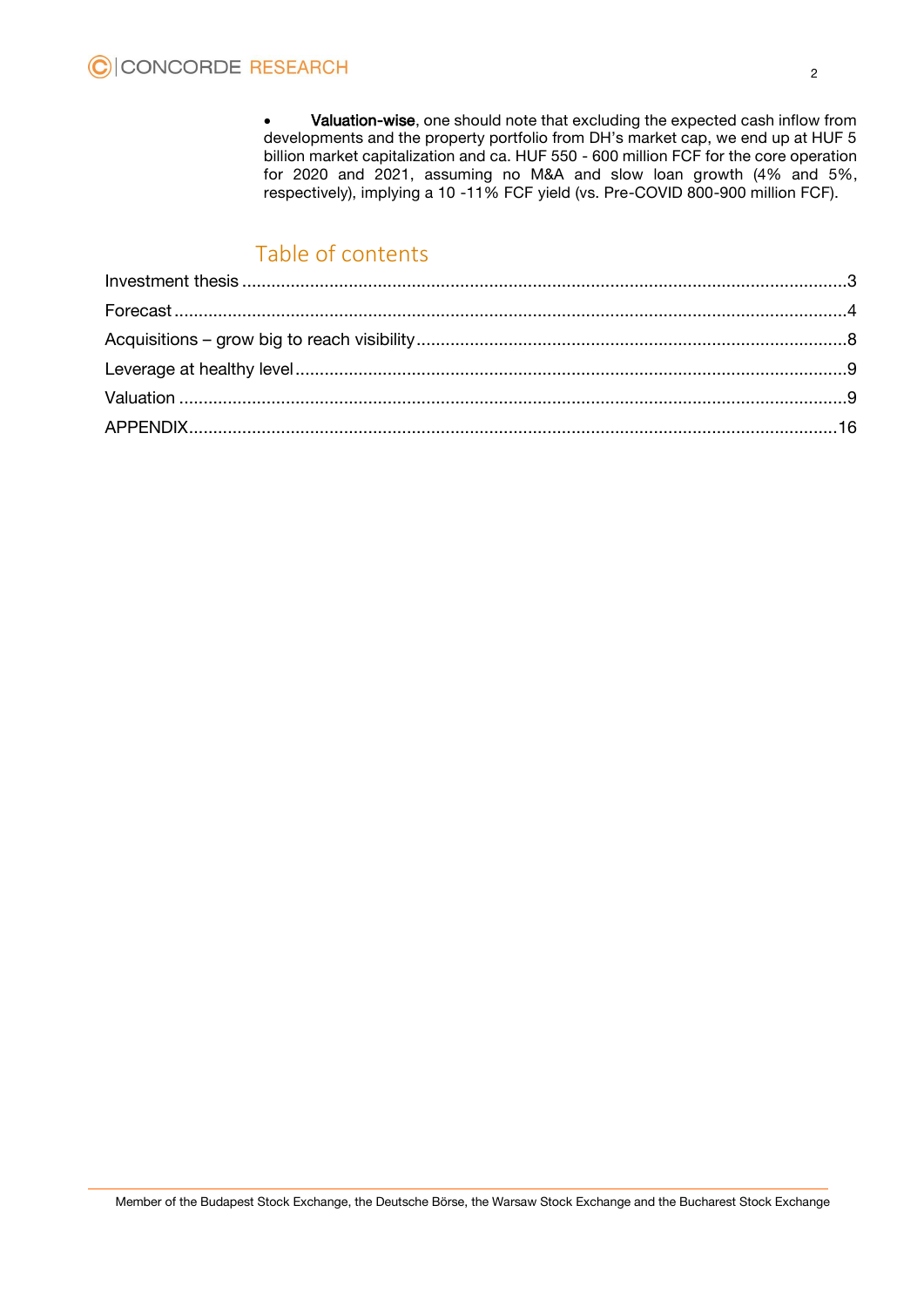- **Valuation-wise**, one should note that excluding the expected cash inflow from developments and the property portfolio from DH's market cap, we end up at HUF 5 billion market capitalization and ca. HUF 550 - 600 million FCF for the core operation for 2020 and 2021, assuming no M&A and slow loan growth (4% and 5%, respectively), implying a 10 -11% FCF yield (vs. Pre-COVID 800-900 million FCF).

## Table of contents

Investment thesis ..... 3
Forecast ..... 4
Acquisitions – grow big to reach visibility ..... 8
Leverage at healthy level ..... 9
Valuation ..... 9
APPENDIX ..... 16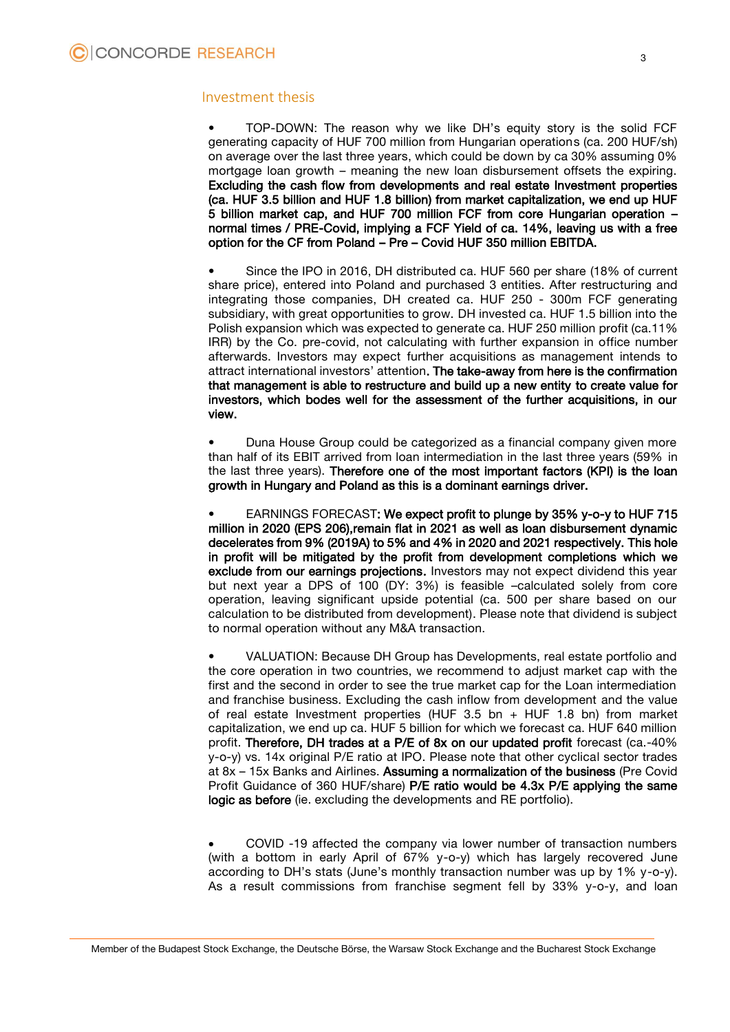## Investment thesis

- TOP-DOWN: The reason why we like DH's equity story is the solid FCF generating capacity of HUF 700 million from Hungarian operations (ca. 200 HUF/sh) on average over the last three years, which could be down by ca 30% assuming 0% mortgage loan growth – meaning the new loan disbursement offsets the expiring. **Excluding the cash flow from developments and real estate Investment properties (ca. HUF 3.5 billion and HUF 1.8 billion) from market capitalization, we end up HUF 5 billion market cap, and HUF 700 million FCF from core Hungarian operation – normal times / PRE-Covid, implying a FCF Yield of ca. 14%, leaving us with a free option for the CF from Poland – Pre – Covid HUF 350 million EBITDA.**

- Since the IPO in 2016, DH distributed ca. HUF 560 per share (18% of current share price), entered into Poland and purchased 3 entities. After restructuring and integrating those companies, DH created ca. HUF 250 - 300m FCF generating subsidiary, with great opportunities to grow. DH invested ca. HUF 1.5 billion into the Polish expansion which was expected to generate ca. HUF 250 million profit (ca.11% IRR) by the Co. pre-covid, not calculating with further expansion in office number afterwards. Investors may expect further acquisitions as management intends to attract international investors' attention. **The take-away from here is the confirmation that management is able to restructure and build up a new entity to create value for investors, which bodes well for the assessment of the further acquisitions, in our view.**

- Duna House Group could be categorized as a financial company given more than half of its EBIT arrived from loan intermediation in the last three years (59% in the last three years). **Therefore one of the most important factors (KPI) is the loan growth in Hungary and Poland as this is a dominant earnings driver.**

- EARNINGS FORECAST**: We expect profit to plunge by 35% y-o-y to HUF 715 million in 2020 (EPS 206),remain flat in 2021 as well as loan disbursement dynamic decelerates from 9% (2019A) to 5% and 4% in 2020 and 2021 respectively. This hole in profit will be mitigated by the profit from development completions which we exclude from our earnings projections.** Investors may not expect dividend this year but next year a DPS of 100 (DY: 3%) is feasible –calculated solely from core operation, leaving significant upside potential (ca. 500 per share based on our calculation to be distributed from development). Please note that dividend is subject to normal operation without any M&A transaction.

- VALUATION: Because DH Group has Developments, real estate portfolio and the core operation in two countries, we recommend to adjust market cap with the first and the second in order to see the true market cap for the Loan intermediation and franchise business. Excluding the cash inflow from development and the value of real estate Investment properties (HUF 3.5 bn + HUF 1.8 bn) from market capitalization, we end up ca. HUF 5 billion for which we forecast ca. HUF 640 million profit. **Therefore, DH trades at a P/E of 8x on our updated profit** forecast (ca.-40% y-o-y) vs. 14x original P/E ratio at IPO. Please note that other cyclical sector trades at 8x – 15x Banks and Airlines. **Assuming a normalization of the business** (Pre Covid Profit Guidance of 360 HUF/share) **P/E ratio would be 4.3x P/E applying the same logic as before** (ie. excluding the developments and RE portfolio).

- COVID -19 affected the company via lower number of transaction numbers (with a bottom in early April of 67% y-o-y) which has largely recovered June according to DH's stats (June's monthly transaction number was up by 1% y-o-y). As a result commissions from franchise segment fell by 33% y-o-y, and loan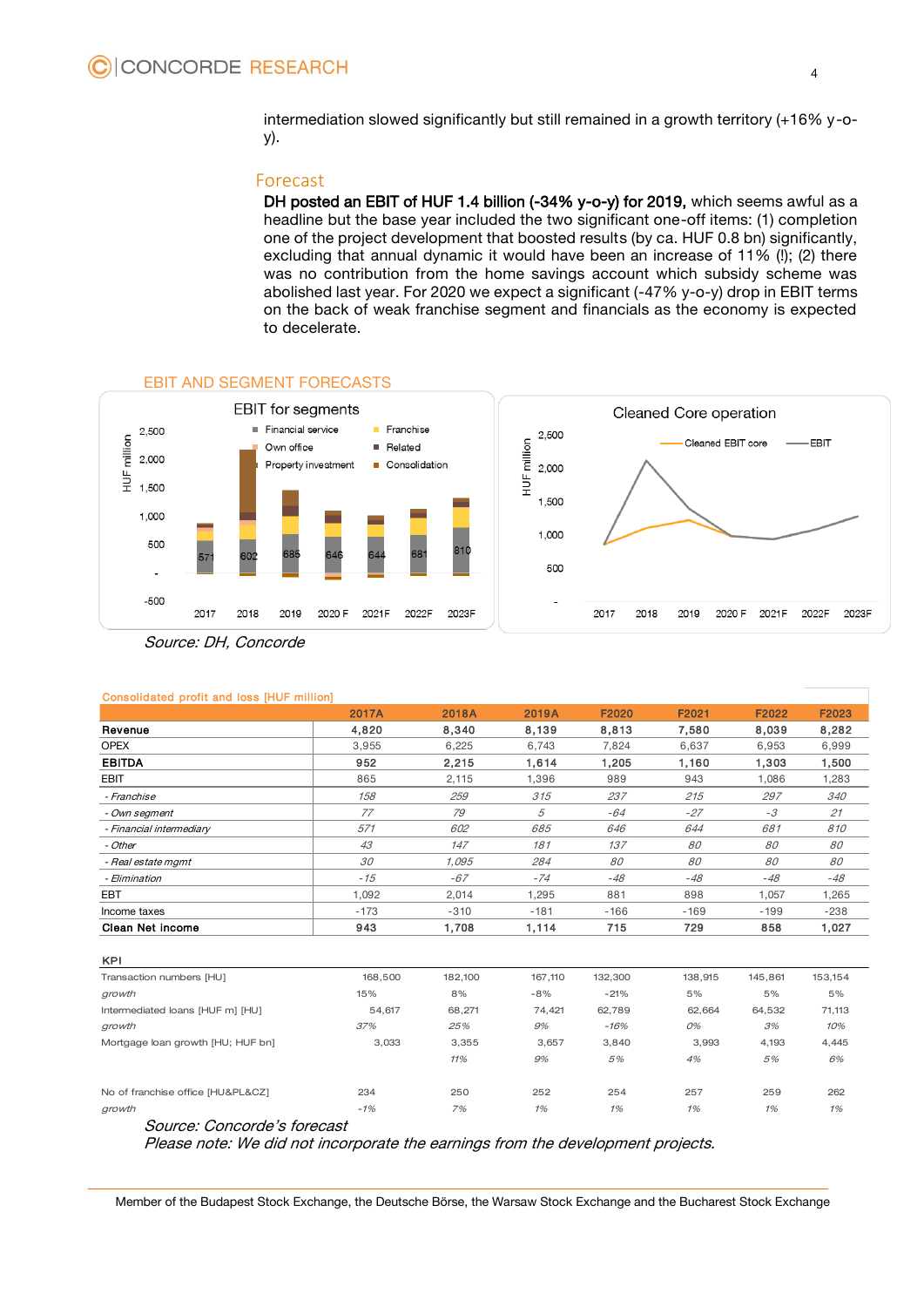intermediation slowed significantly but still remained in a growth territory (+16% y-o-y).

## Forecast

**DH posted an EBIT of HUF 1.4 billion (-34% y-o-y) for 2019,** which seems awful as a headline but the base year included the two significant one-off items: (1) completion one of the project development that boosted results (by ca. HUF 0.8 bn) significantly, excluding that annual dynamic it would have been an increase of 11% (!); (2) there was no contribution from the home savings account which subsidy scheme was abolished last year. For 2020 we expect a significant (-47% y-o-y) drop in EBIT terms on the back of weak franchise segment and financials as the economy is expected to decelerate.

### EBIT AND SEGMENT FORECASTS

*Source: DH, Concorde*

**Consolidated profit and loss [HUF million]**

| | 2017A | 2018A | 2019A | F2020 | F2021 | F2022 | F2023 |
|---|---|---|---|---|---|---|---|
| **Revenue** | **4,820** | **8,340** | **8,139** | **8,813** | **7,580** | **8,039** | **8,282** |
| OPEX | 3,955 | 6,225 | 6,743 | 7,824 | 6,637 | 6,953 | 6,999 |
| **EBITDA** | **952** | **2,215** | **1,614** | **1,205** | **1,160** | **1,303** | **1,500** |
| EBIT | 865 | 2,115 | 1,396 | 989 | 943 | 1,086 | 1,283 |
| *- Franchise* | *158* | *259* | *315* | *237* | *215* | *297* | *340* |
| *- Own segment* | *77* | *79* | *5* | *-64* | *-27* | *-3* | *21* |
| *- Financial intermediary* | *571* | *602* | *685* | *646* | *644* | *681* | *810* |
| *- Other* | *43* | *147* | *181* | *137* | *80* | *80* | *80* |
| *- Real estate mgmt* | *30* | *1,095* | *284* | *80* | *80* | *80* | *80* |
| *- Elimination* | *-15* | *-67* | *-74* | *-48* | *-48* | *-48* | *-48* |
| EBT | 1,092 | 2,014 | 1,295 | 881 | 898 | 1,057 | 1,265 |
| Income taxes | -173 | -310 | -181 | -166 | -169 | -199 | -238 |
| **Clean Net income** | **943** | **1,708** | **1,114** | **715** | **729** | **858** | **1,027** |

| KPI | | | | | | | |
|---|---|---|---|---|---|---|---|
| Transaction numbers [HU] | 168,500 | 182,100 | 167,110 | 132,300 | 138,915 | 145,861 | 153,154 |
| *growth* | 15% | 8% | -8% | -21% | 5% | 5% | 5% |
| Intermediated loans [HUF m] [HU] | 54,617 | 68,271 | 74,421 | 62,789 | 62,664 | 64,532 | 71,113 |
| *growth* | *37%* | *25%* | *9%* | *-16%* | *0%* | *3%* | *10%* |
| Mortgage loan growth [HU; HUF bn] | 3,033 | 3,355 | 3,657 | 3,840 | 3,993 | 4,193 | 4,445 |
| | | *11%* | *9%* | *5%* | *4%* | *5%* | *6%* |
| No of franchise office [HU&PL&CZ] | 234 | 250 | 252 | 254 | 257 | 259 | 262 |
| *growth* | *-1%* | *7%* | *1%* | *1%* | *1%* | *1%* | *1%* |

*Source: Concorde's forecast*
*Please note: We did not incorporate the earnings from the development projects.*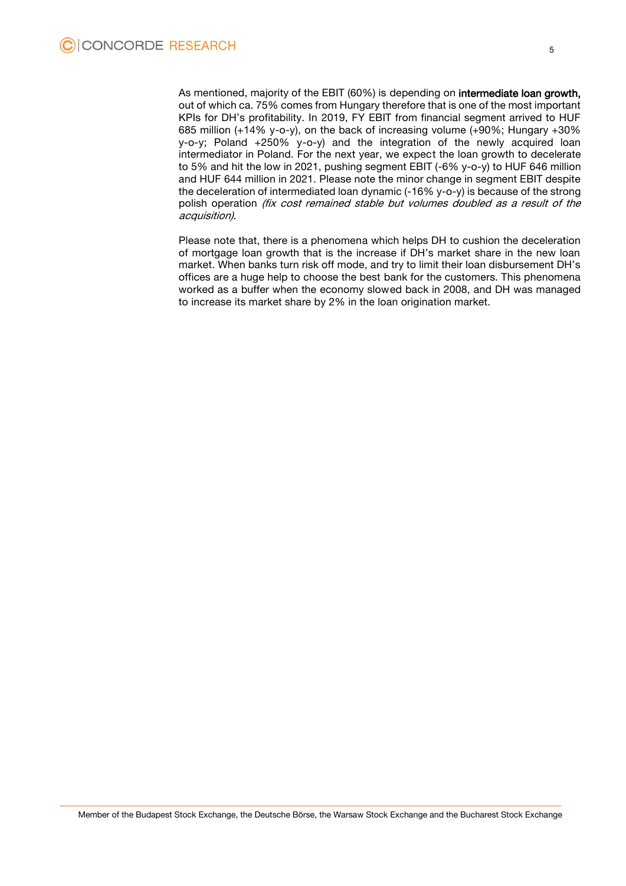As mentioned, majority of the EBIT (60%) is depending on **intermediate loan growth,** out of which ca. 75% comes from Hungary therefore that is one of the most important KPIs for DH's profitability. In 2019, FY EBIT from financial segment arrived to HUF 685 million (+14% y-o-y), on the back of increasing volume (+90%; Hungary +30% y-o-y; Poland +250% y-o-y) and the integration of the newly acquired loan intermediator in Poland. For the next year, we expect the loan growth to decelerate to 5% and hit the low in 2021, pushing segment EBIT (-6% y-o-y) to HUF 646 million and HUF 644 million in 2021. Please note the minor change in segment EBIT despite the deceleration of intermediated loan dynamic (-16% y-o-y) is because of the strong polish operation *(fix cost remained stable but volumes doubled as a result of the acquisition)*.

Please note that, there is a phenomena which helps DH to cushion the deceleration of mortgage loan growth that is the increase if DH's market share in the new loan market. When banks turn risk off mode, and try to limit their loan disbursement DH's offices are a huge help to choose the best bank for the customers. This phenomena worked as a buffer when the economy slowed back in 2008, and DH was managed to increase its market share by 2% in the loan origination market.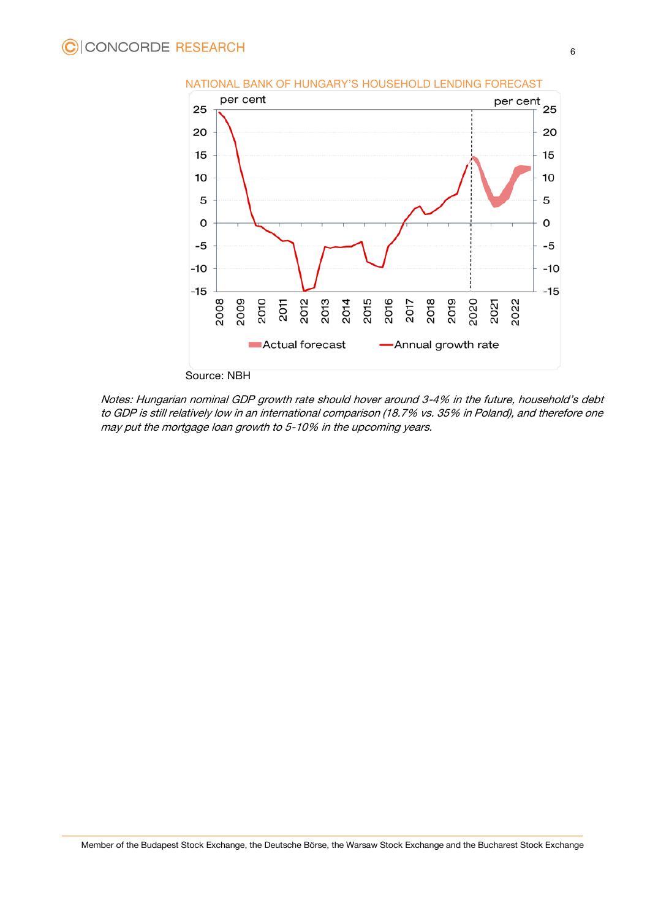NATIONAL BANK OF HUNGARY'S HOUSEHOLD LENDING FORECAST

Source: NBH

*Notes: Hungarian nominal GDP growth rate should hover around 3-4% in the future, household's debt to GDP is still relatively low in an international comparison (18.7% vs. 35% in Poland), and therefore one may put the mortgage loan growth to 5-10% in the upcoming years.*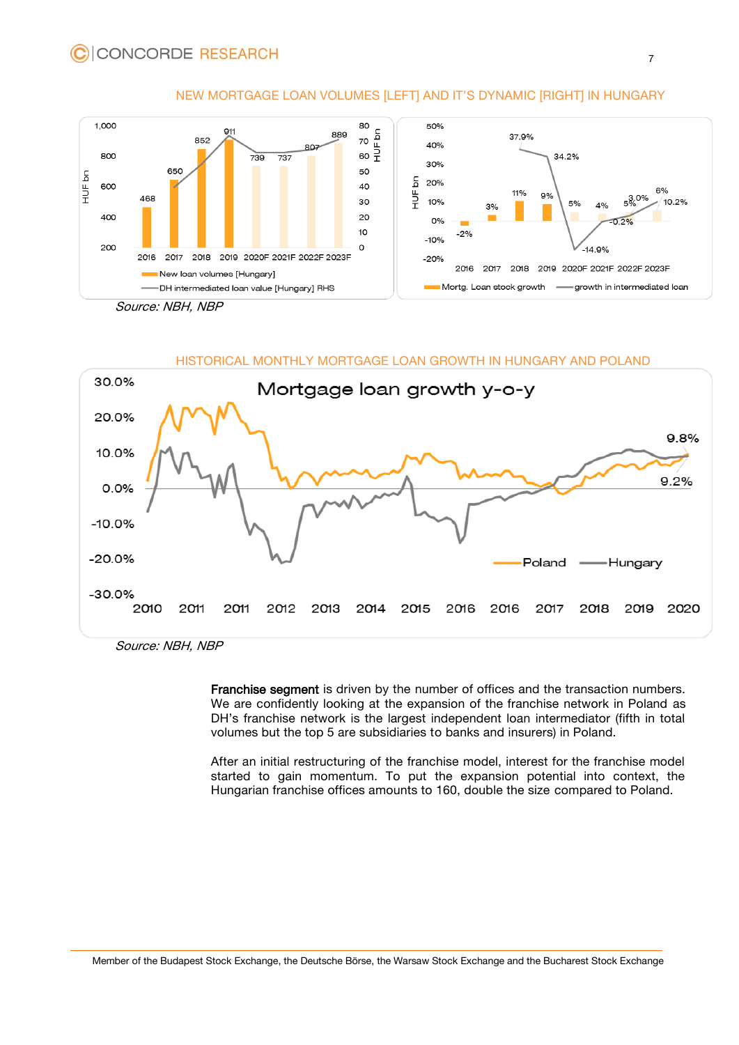NEW MORTGAGE LOAN VOLUMES [LEFT] AND IT'S DYNAMIC [RIGHT] IN HUNGARY

*Source: NBH, NBP*

HISTORICAL MONTHLY MORTGAGE LOAN GROWTH IN HUNGARY AND POLAND

*Source: NBH, NBP*

**Franchise segment** is driven by the number of offices and the transaction numbers. We are confidently looking at the expansion of the franchise network in Poland as DH's franchise network is the largest independent loan intermediator (fifth in total volumes but the top 5 are subsidiaries to banks and insurers) in Poland.

After an initial restructuring of the franchise model, interest for the franchise model started to gain momentum. To put the expansion potential into context, the Hungarian franchise offices amounts to 160, double the size compared to Poland.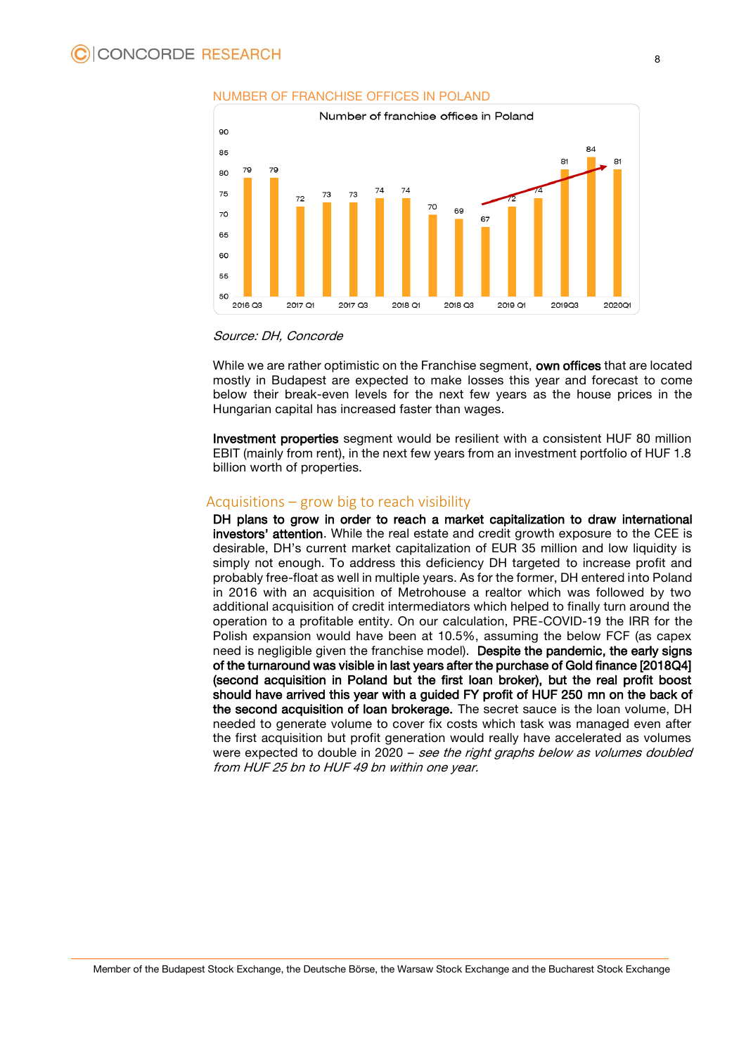NUMBER OF FRANCHISE OFFICES IN POLAND

Number of franchise offices in Poland

| Quarter | Offices |
|---|---|
| 2016 Q3 | 79 |
| | 79 |
| 2017 Q1 | 72 |
| | 73 |
| 2017 Q3 | 73 |
| | 74 |
| 2018 Q1 | 74 |
| | 70 |
| 2018 Q3 | 69 |
| | 67 |
| 2019 Q1 | 72 |
| | 74 |
| 2019Q3 | 81 |
| | 84 |
| 2020Q1 | 81 |

*Source: DH, Concorde*

While we are rather optimistic on the Franchise segment, **own offices** that are located mostly in Budapest are expected to make losses this year and forecast to come below their break-even levels for the next few years as the house prices in the Hungarian capital has increased faster than wages.

**Investment properties** segment would be resilient with a consistent HUF 80 million EBIT (mainly from rent), in the next few years from an investment portfolio of HUF 1.8 billion worth of properties.

## Acquisitions – grow big to reach visibility

**DH plans to grow in order to reach a market capitalization to draw international investors' attention**. While the real estate and credit growth exposure to the CEE is desirable, DH's current market capitalization of EUR 35 million and low liquidity is simply not enough. To address this deficiency DH targeted to increase profit and probably free-float as well in multiple years. As for the former, DH entered into Poland in 2016 with an acquisition of Metrohouse a realtor which was followed by two additional acquisition of credit intermediators which helped to finally turn around the operation to a profitable entity. On our calculation, PRE-COVID-19 the IRR for the Polish expansion would have been at 10.5%, assuming the below FCF (as capex need is negligible given the franchise model). **Despite the pandemic, the early signs of the turnaround was visible in last years after the purchase of Gold finance [2018Q4] (second acquisition in Poland but the first loan broker), but the real profit boost should have arrived this year with a guided FY profit of HUF 250 mn on the back of the second acquisition of loan brokerage.** The secret sauce is the loan volume, DH needed to generate volume to cover fix costs which task was managed even after the first acquisition but profit generation would really have accelerated as volumes were expected to double in 2020 – *see the right graphs below as volumes doubled from HUF 25 bn to HUF 49 bn within one year.*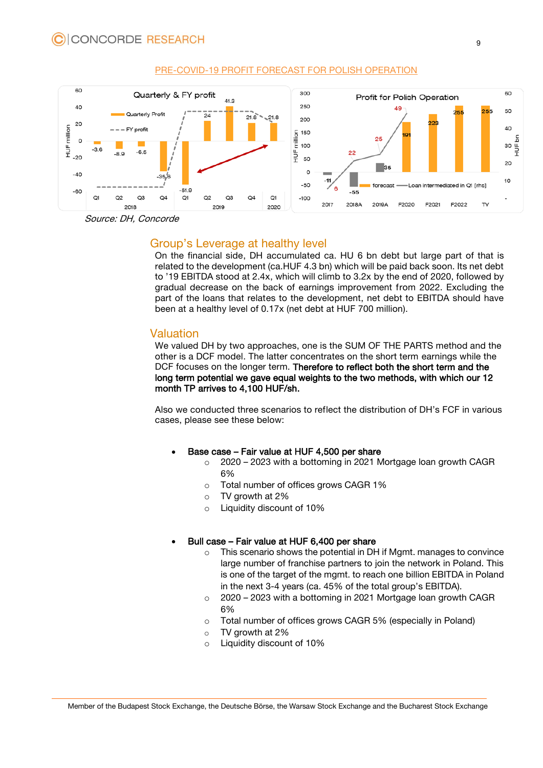PRE-COVID-19 PROFIT FORECAST FOR POLISH OPERATION

Source: DH, Concorde

## Group's Leverage at healthy level

On the financial side, DH accumulated ca. HU 6 bn debt but large part of that is related to the development (ca.HUF 4.3 bn) which will be paid back soon. Its net debt to '19 EBITDA stood at 2.4x, which will climb to 3.2x by the end of 2020, followed by gradual decrease on the back of earnings improvement from 2022. Excluding the part of the loans that relates to the development, net debt to EBITDA should have been at a healthy level of 0.17x (net debt at HUF 700 million).

## Valuation

We valued DH by two approaches, one is the SUM OF THE PARTS method and the other is a DCF model. The latter concentrates on the short term earnings while the DCF focuses on the longer term. **Therefore to reflect both the short term and the long term potential we gave equal weights to the two methods, with which our 12 month TP arrives to 4,100 HUF/sh.**

Also we conducted three scenarios to reflect the distribution of DH's FCF in various cases, please see these below:

- **Base case – Fair value at HUF 4,500 per share**
  - 2020 – 2023 with a bottoming in 2021 Mortgage loan growth CAGR 6%
  - Total number of offices grows CAGR 1%
  - TV growth at 2%
  - Liquidity discount of 10%

- **Bull case – Fair value at HUF 6,400 per share**
  - This scenario shows the potential in DH if Mgmt. manages to convince large number of franchise partners to join the network in Poland. This is one of the target of the mgmt. to reach one billion EBITDA in Poland in the next 3-4 years (ca. 45% of the total group's EBITDA).
  - 2020 – 2023 with a bottoming in 2021 Mortgage loan growth CAGR 6%
  - Total number of offices grows CAGR 5% (especially in Poland)
  - TV growth at 2%
  - Liquidity discount of 10%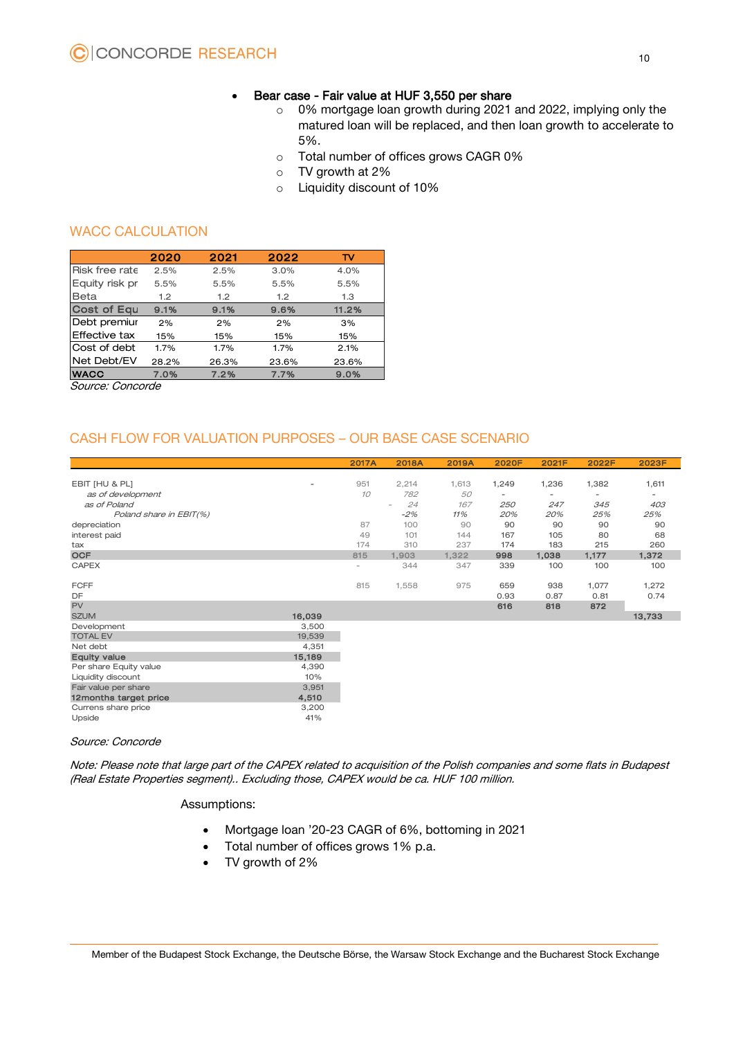- **Bear case - Fair value at HUF 3,550 per share**
  - 0% mortgage loan growth during 2021 and 2022, implying only the matured loan will be replaced, and then loan growth to accelerate to 5%.
  - Total number of offices grows CAGR 0%
  - TV growth at 2%
  - Liquidity discount of 10%

## WACC CALCULATION

| | 2020 | 2021 | 2022 | TV |
|---|---|---|---|---|
| Risk free rate | 2.5% | 2.5% | 3.0% | 4.0% |
| Equity risk pr | 5.5% | 5.5% | 5.5% | 5.5% |
| Beta | 1.2 | 1.2 | 1.2 | 1.3 |
| **Cost of Equ** | **9.1%** | **9.1%** | **9.6%** | **11.2%** |
| Debt premiur | 2% | 2% | 2% | 3% |
| Effective tax | 15% | 15% | 15% | 15% |
| Cost of debt | 1.7% | 1.7% | 1.7% | 2.1% |
| Net Debt/EV | 28.2% | 26.3% | 23.6% | 23.6% |
| **WACC** | **7.0%** | **7.2%** | **7.7%** | **9.0%** |

*Source: Concorde*

## CASH FLOW FOR VALUATION PURPOSES – OUR BASE CASE SCENARIO

| | | 2017A | 2018A | 2019A | 2020F | 2021F | 2022F | 2023F |
|---|---|---|---|---|---|---|---|---|
| EBIT [HU & PL] | - | 951 | 2,214 | 1,613 | 1,249 | 1,236 | 1,382 | 1,611 |
| *as of development* | | *10* | *782* | *50* | - | - | - | - |
| *as of Poland* | | | - *24* | *167* | *250* | *247* | *345* | *403* |
| *Poland share in EBIT(%)* | | | *-2%* | *11%* | *20%* | *20%* | *25%* | *25%* |
| depreciation | | 87 | 100 | 90 | 90 | 90 | 90 | 90 |
| interest paid | | 49 | 101 | 144 | 167 | 105 | 80 | 68 |
| tax | | 174 | 310 | 237 | 174 | 183 | 215 | 260 |
| **OCF** | | 815 | 1,903 | 1,322 | **998** | **1,038** | **1,177** | **1,372** |
| CAPEX | | - | 344 | 347 | 339 | 100 | 100 | 100 |
| FCFF | | 815 | 1,558 | 975 | 659 | 938 | 1,077 | 1,272 |
| DF | | | | | 0.93 | 0.87 | 0.81 | 0.74 |
| PV | | | | | **616** | **818** | **872** | |
| SZUM | **16,039** | | | | | | | **13,733** |
| Development | 3,500 | | | | | | | |
| TOTAL EV | 19,539 | | | | | | | |
| Net debt | 4,351 | | | | | | | |
| **Equity value** | **15,189** | | | | | | | |
| Per share Equity value | 4,390 | | | | | | | |
| Liquidity discount | 10% | | | | | | | |
| Fair value per share | 3,951 | | | | | | | |
| **12months target price** | **4,510** | | | | | | | |
| Currens share price | 3,200 | | | | | | | |
| Upside | 41% | | | | | | | |

*Source: Concorde*

*Note: Please note that large part of the CAPEX related to acquisition of the Polish companies and some flats in Budapest (Real Estate Properties segment).. Excluding those, CAPEX would be ca. HUF 100 million.*

Assumptions:

- Mortgage loan '20-23 CAGR of 6%, bottoming in 2021
- Total number of offices grows 1% p.a.
- TV growth of 2%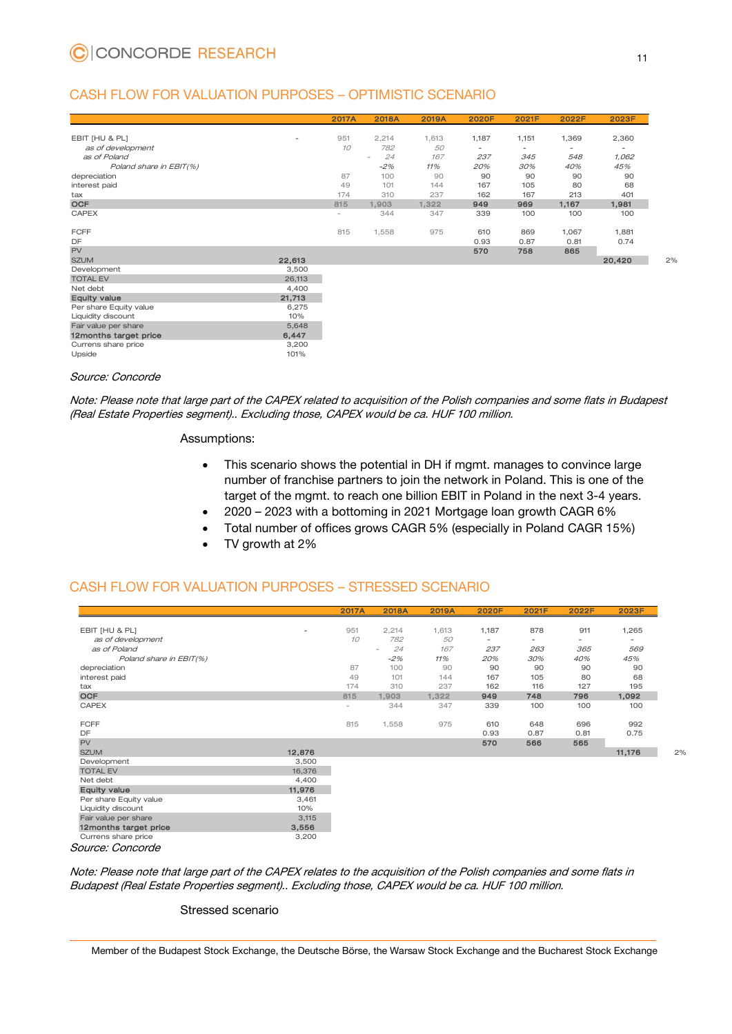## CASH FLOW FOR VALUATION PURPOSES – OPTIMISTIC SCENARIO

| | | 2017A | 2018A | 2019A | 2020F | 2021F | 2022F | 2023F | |
|---|---|---|---|---|---|---|---|---|---|
| EBIT [HU & PL] | - | 951 | 2,214 | 1,613 | 1,187 | 1,151 | 1,369 | 2,360 | |
| *as of development* | | *10* | *782* | *50* | *-* | *-* | *-* | *-* | |
| *as of Poland* | | | *- 24* | *167* | *237* | *345* | *548* | *1,062* | |
| *Poland share in EBIT(%)* | | | *-2%* | *11%* | *20%* | *30%* | *40%* | *45%* | |
| depreciation | | 87 | 100 | 90 | 90 | 90 | 90 | 90 | |
| interest paid | | 49 | 101 | 144 | 167 | 105 | 80 | 68 | |
| tax | | 174 | 310 | 237 | 162 | 167 | 213 | 401 | |
| **OCF** | | 815 | 1,903 | 1,322 | **949** | **969** | **1,167** | **1,981** | |
| CAPEX | | - | 344 | 347 | 339 | 100 | 100 | 100 | |
| FCFF | | 815 | 1,558 | 975 | 610 | 869 | 1,067 | 1,881 | |
| DF | | | | | 0.93 | 0.87 | 0.81 | 0.74 | |
| PV | | | | | **570** | **758** | **865** | | |
| SZUM | **22,613** | | | | | | | **20,420** | 2% |
| Development | 3,500 | | | | | | | | |
| TOTAL EV | 26,113 | | | | | | | | |
| Net debt | 4,400 | | | | | | | | |
| **Equity value** | **21,713** | | | | | | | | |
| Per share Equity value | 6,275 | | | | | | | | |
| Liquidity discount | 10% | | | | | | | | |
| Fair value per share | 5,648 | | | | | | | | |
| **12months target price** | **6,447** | | | | | | | | |
| Currens share price | 3,200 | | | | | | | | |
| Upside | 101% | | | | | | | | |

*Source: Concorde*

*Note: Please note that large part of the CAPEX related to acquisition of the Polish companies and some flats in Budapest (Real Estate Properties segment).. Excluding those, CAPEX would be ca. HUF 100 million.*

Assumptions:

- This scenario shows the potential in DH if mgmt. manages to convince large number of franchise partners to join the network in Poland. This is one of the target of the mgmt. to reach one billion EBIT in Poland in the next 3-4 years.
- 2020 – 2023 with a bottoming in 2021 Mortgage loan growth CAGR 6%
- Total number of offices grows CAGR 5% (especially in Poland CAGR 15%)
- TV growth at 2%

## CASH FLOW FOR VALUATION PURPOSES – STRESSED SCENARIO

| | | 2017A | 2018A | 2019A | 2020F | 2021F | 2022F | 2023F | |
|---|---|---|---|---|---|---|---|---|---|
| EBIT [HU & PL] | - | 951 | 2,214 | 1,613 | 1,187 | 878 | 911 | 1,265 | |
| *as of development* | | *10* | *782* | *50* | *-* | *-* | *-* | *-* | |
| *as of Poland* | | | *- 24* | *167* | *237* | *263* | *365* | *569* | |
| *Poland share in EBIT(%)* | | | *-2%* | *11%* | *20%* | *30%* | *40%* | *45%* | |
| depreciation | | 87 | 100 | 90 | 90 | 90 | 90 | 90 | |
| interest paid | | 49 | 101 | 144 | 167 | 105 | 80 | 68 | |
| tax | | 174 | 310 | 237 | 162 | 116 | 127 | 195 | |
| **OCF** | | 815 | 1,903 | 1,322 | **949** | **748** | **796** | **1,092** | |
| CAPEX | | - | 344 | 347 | 339 | 100 | 100 | 100 | |
| FCFF | | 815 | 1,558 | 975 | 610 | 648 | 696 | 992 | |
| DF | | | | | 0.93 | 0.87 | 0.81 | 0.75 | |
| PV | | | | | **570** | **566** | **565** | | |
| SZUM | **12,876** | | | | | | | **11,176** | 2% |
| Development | 3,500 | | | | | | | | |
| TOTAL EV | 16,376 | | | | | | | | |
| Net debt | 4,400 | | | | | | | | |
| **Equity value** | **11,976** | | | | | | | | |
| Per share Equity value | 3,461 | | | | | | | | |
| Liquidity discount | 10% | | | | | | | | |
| Fair value per share | 3,115 | | | | | | | | |
| **12months target price** | **3,556** | | | | | | | | |
| Currens share price | 3,200 | | | | | | | | |

*Source: Concorde*

*Note: Please note that large part of the CAPEX relates to the acquisition of the Polish companies and some flats in Budapest (Real Estate Properties segment).. Excluding those, CAPEX would be ca. HUF 100 million.*

Stressed scenario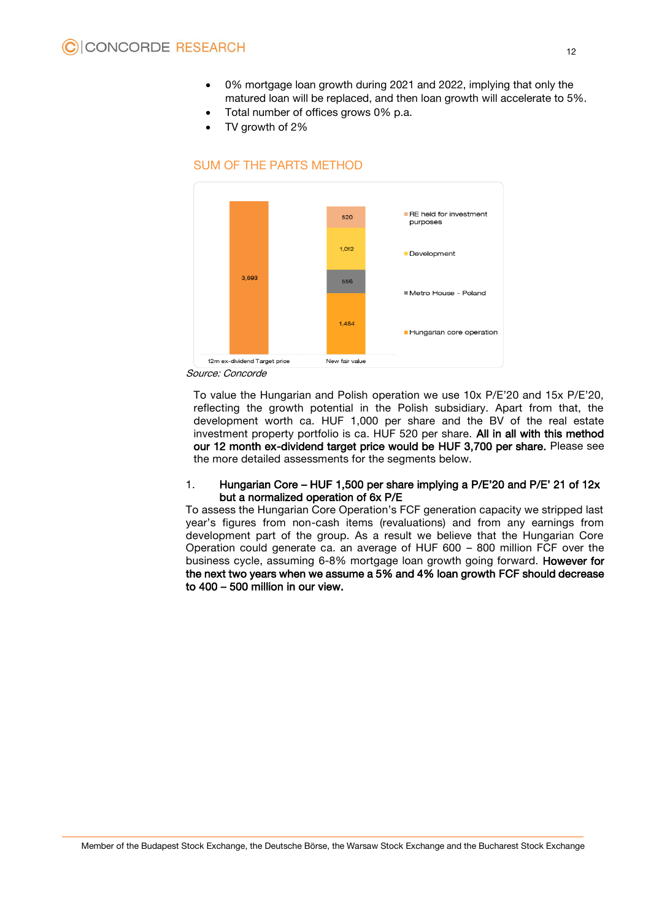- 0% mortgage loan growth during 2021 and 2022, implying that only the matured loan will be replaced, and then loan growth will accelerate to 5%.
- Total number of offices grows 0% p.a.
- TV growth of 2%

## SUM OF THE PARTS METHOD

| | 12m ex-dividend Target price | New fair value |
|---|---|---|
| RE held for investment purposes | | 520 |
| Development | | 1,012 |
| Metro House - Poland | | 556 |
| Hungarian core operation | | 1,484 |
| Total | 3,693 | |

*Source: Concorde*

To value the Hungarian and Polish operation we use 10x P/E'20 and 15x P/E'20, reflecting the growth potential in the Polish subsidiary. Apart from that, the development worth ca. HUF 1,000 per share and the BV of the real estate investment property portfolio is ca. HUF 520 per share. **All in all with this method our 12 month ex-dividend target price would be HUF 3,700 per share.** Please see the more detailed assessments for the segments below.

1. **Hungarian Core – HUF 1,500 per share implying a P/E'20 and P/E' 21 of 12x but a normalized operation of 6x P/E**

To assess the Hungarian Core Operation's FCF generation capacity we stripped last year's figures from non-cash items (revaluations) and from any earnings from development part of the group. As a result we believe that the Hungarian Core Operation could generate ca. an average of HUF 600 – 800 million FCF over the business cycle, assuming 6-8% mortgage loan growth going forward. **However for the next two years when we assume a 5% and 4% loan growth FCF should decrease to 400 – 500 million in our view.**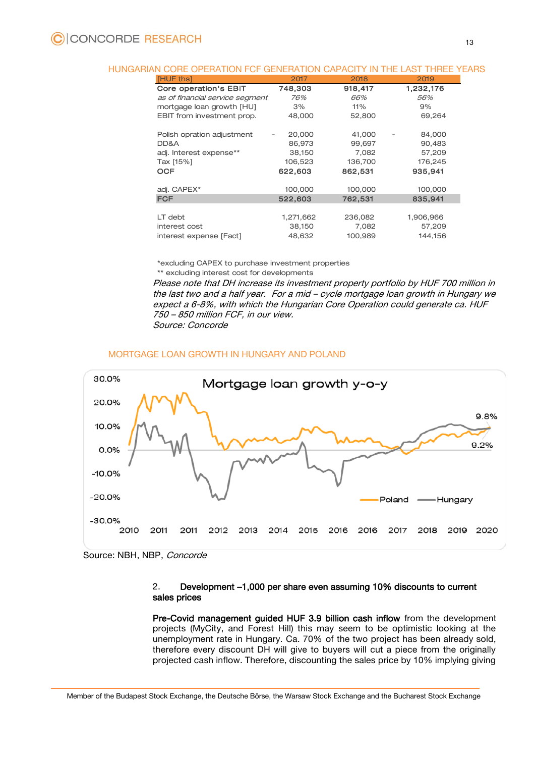## HUNGARIAN CORE OPERATION FCF GENERATION CAPACITY IN THE LAST THREE YEARS

| [HUF ths] | 2017 | 2018 | 2019 |
|---|---|---|---|
| **Core operation's EBIT** | **748,303** | **918,417** | **1,232,176** |
| *as of financial service segment* | *76%* | *66%* | *56%* |
| mortgage loan growth [HU] | 3% | 11% | 9% |
| EBIT from investment prop. | 48,000 | 52,800 | 69,264 |
| | | | |
| Polish opration adjustment | - 20,000 | 41,000 | - 84,000 |
| DD&A | 86,973 | 99,697 | 90,483 |
| adj. Interest expense** | 38,150 | 7,082 | 57,209 |
| Tax [15%] | 106,523 | 136,700 | 176,245 |
| **OCF** | **622,603** | **862,531** | **935,941** |
| | | | |
| adj. CAPEX* | 100,000 | 100,000 | 100,000 |
| **FCF** | **522,603** | **762,531** | **835,941** |
| | | | |
| LT debt | 1,271,662 | 236,082 | 1,906,966 |
| interest cost | 38,150 | 7,082 | 57,209 |
| interest expense [Fact] | 48,632 | 100,989 | 144,156 |

*excluding CAPEX to purchase investment properties

** excluding interest cost for developments

*Please note that DH increase its investment property portfolio by HUF 700 million in the last two and a half year. For a mid – cycle mortgage loan growth in Hungary we expect a 6-8%, with which the Hungarian Core Operation could generate ca. HUF 750 – 850 million FCF, in our view.*

*Source: Concorde*

## MORTGAGE LOAN GROWTH IN HUNGARY AND POLAND

Source: NBH, NBP, *Concorde*

2. **Development –1,000 per share even assuming 10% discounts to current sales prices**

**Pre-Covid management guided HUF 3.9 billion cash inflow** from the development projects (MyCity, and Forest Hill) this may seem to be optimistic looking at the unemployment rate in Hungary. Ca. 70% of the two project has been already sold, therefore every discount DH will give to buyers will cut a piece from the originally projected cash inflow. Therefore, discounting the sales price by 10% implying giving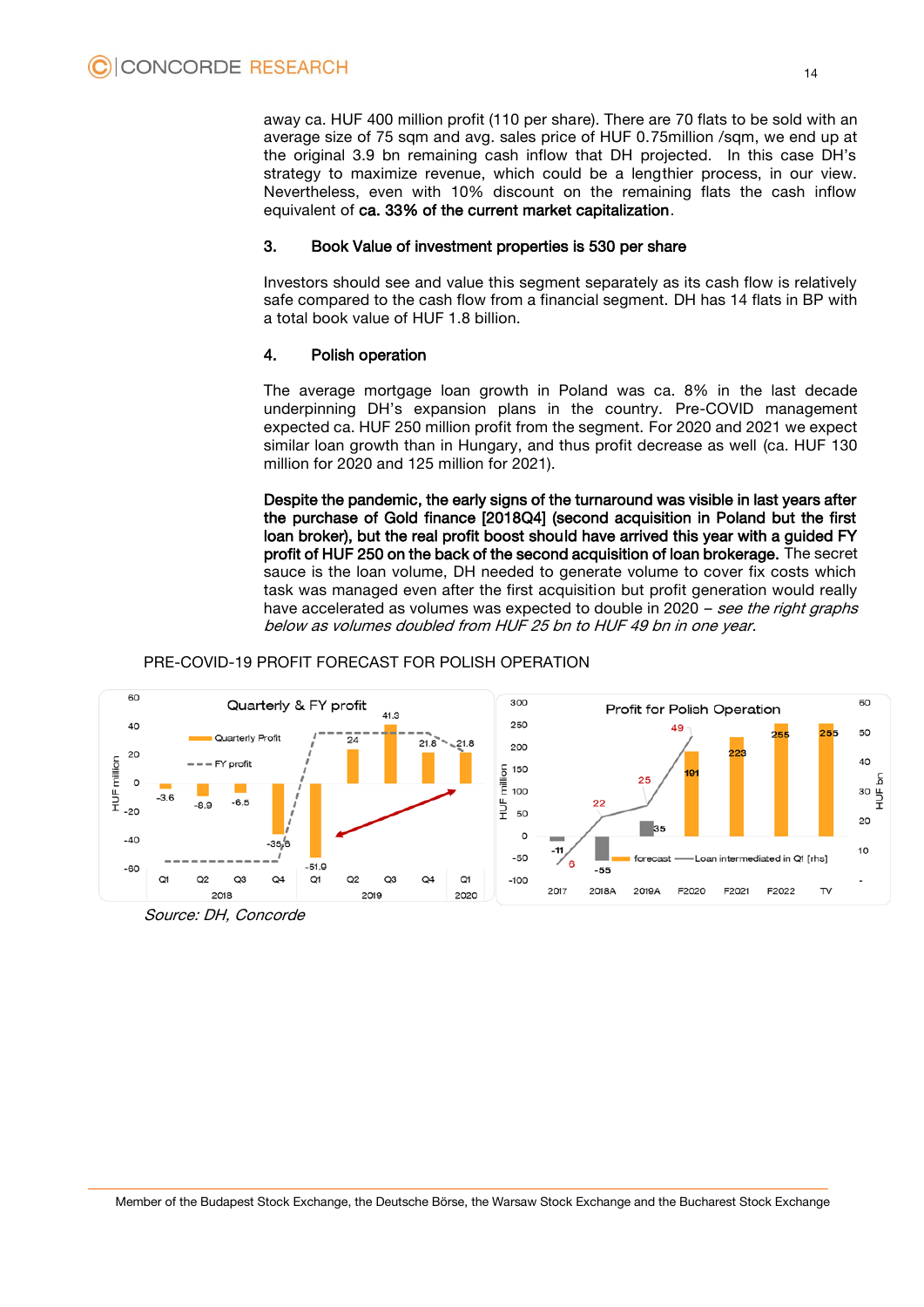away ca. HUF 400 million profit (110 per share). There are 70 flats to be sold with an average size of 75 sqm and avg. sales price of HUF 0.75million /sqm, we end up at the original 3.9 bn remaining cash inflow that DH projected. In this case DH's strategy to maximize revenue, which could be a lengthier process, in our view. Nevertheless, even with 10% discount on the remaining flats the cash inflow equivalent of **ca. 33% of the current market capitalization**.

### 3. Book Value of investment properties is 530 per share

Investors should see and value this segment separately as its cash flow is relatively safe compared to the cash flow from a financial segment. DH has 14 flats in BP with a total book value of HUF 1.8 billion.

### 4. Polish operation

The average mortgage loan growth in Poland was ca. 8% in the last decade underpinning DH's expansion plans in the country. Pre-COVID management expected ca. HUF 250 million profit from the segment. For 2020 and 2021 we expect similar loan growth than in Hungary, and thus profit decrease as well (ca. HUF 130 million for 2020 and 125 million for 2021).

**Despite the pandemic, the early signs of the turnaround was visible in last years after the purchase of Gold finance [2018Q4] (second acquisition in Poland but the first loan broker), but the real profit boost should have arrived this year with a guided FY profit of HUF 250 on the back of the second acquisition of loan brokerage.** The secret sauce is the loan volume, DH needed to generate volume to cover fix costs which task was managed even after the first acquisition but profit generation would really have accelerated as volumes was expected to double in 2020 – *see the right graphs below as volumes doubled from HUF 25 bn to HUF 49 bn in one year.*

PRE-COVID-19 PROFIT FORECAST FOR POLISH OPERATION

*Source: DH, Concorde*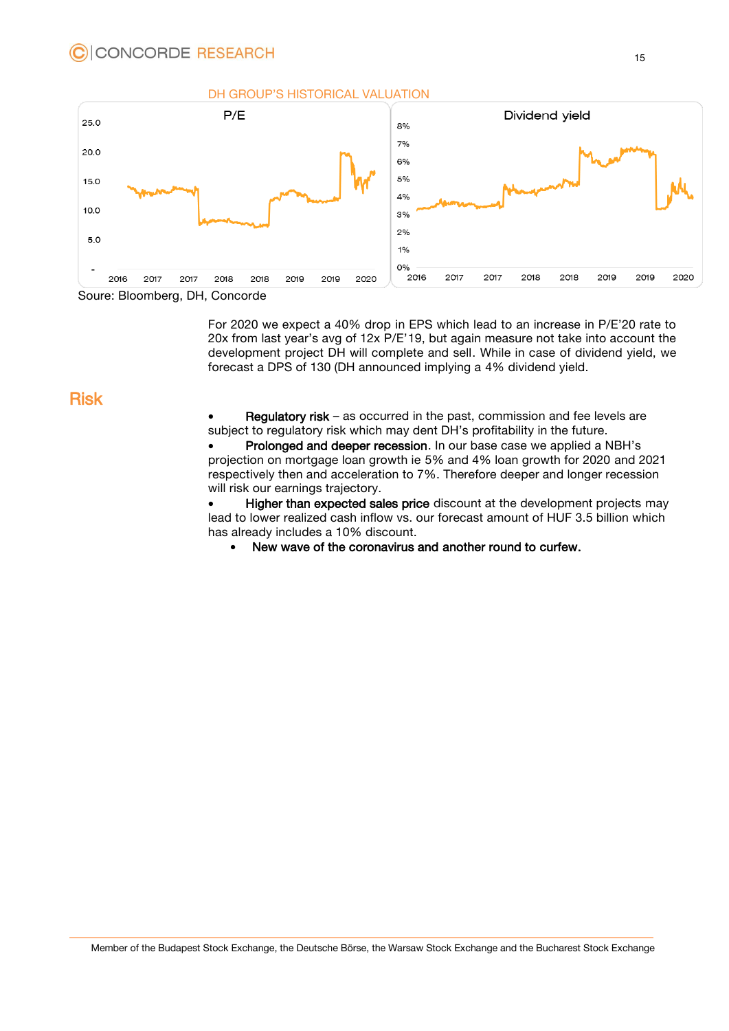DH GROUP'S HISTORICAL VALUATION

Soure: Bloomberg, DH, Concorde

For 2020 we expect a 40% drop in EPS which lead to an increase in P/E'20 rate to 20x from last year's avg of 12x P/E'19, but again measure not take into account the development project DH will complete and sell. While in case of dividend yield, we forecast a DPS of 130 (DH announced implying a 4% dividend yield.

## Risk

- **Regulatory risk** – as occurred in the past, commission and fee levels are subject to regulatory risk which may dent DH's profitability in the future.
- **Prolonged and deeper recession**. In our base case we applied a NBH's projection on mortgage loan growth ie 5% and 4% loan growth for 2020 and 2021 respectively then and acceleration to 7%. Therefore deeper and longer recession will risk our earnings trajectory.
- **Higher than expected sales price** discount at the development projects may lead to lower realized cash inflow vs. our forecast amount of HUF 3.5 billion which has already includes a 10% discount.
- **New wave of the coronavirus and another round to curfew.**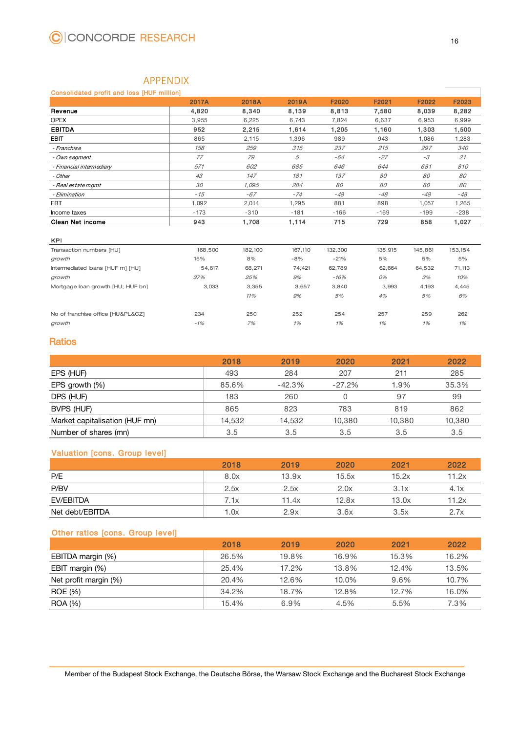## APPENDIX

**Consolidated profit and loss [HUF million]**

| | 2017A | 2018A | 2019A | F2020 | F2021 | F2022 | F2023 |
|---|---|---|---|---|---|---|---|
| **Revenue** | **4,820** | **8,340** | **8,139** | **8,813** | **7,580** | **8,039** | **8,282** |
| OPEX | 3,955 | 6,225 | 6,743 | 7,824 | 6,637 | 6,953 | 6,999 |
| **EBITDA** | **952** | **2,215** | **1,614** | **1,205** | **1,160** | **1,303** | **1,500** |
| EBIT | 865 | 2,115 | 1,396 | 989 | 943 | 1,086 | 1,283 |
| *- Franchise* | *158* | *259* | *315* | *237* | *215* | *297* | *340* |
| *- Own segment* | *77* | *79* | *5* | *-64* | *-27* | *-3* | *21* |
| *- Financial intermediary* | *571* | *602* | *685* | *646* | *644* | *681* | *810* |
| *- Other* | *43* | *147* | *181* | *137* | *80* | *80* | *80* |
| *- Real estate mgmt* | *30* | *1,095* | *284* | *80* | *80* | *80* | *80* |
| *- Elimination* | *-15* | *-67* | *-74* | *-48* | *-48* | *-48* | *-48* |
| EBT | 1,092 | 2,014 | 1,295 | 881 | 898 | 1,057 | 1,265 |
| Income taxes | -173 | -310 | -181 | -166 | -169 | -199 | -238 |
| **Clean Net income** | **943** | **1,708** | **1,114** | **715** | **729** | **858** | **1,027** |

| KPI | | | | | | | |
|---|---|---|---|---|---|---|---|
| Transaction numbers [HU] | 168,500 | 182,100 | 167,110 | 132,300 | 138,915 | 145,861 | 153,154 |
| *growth* | 15% | 8% | -8% | -21% | 5% | 5% | 5% |
| Intermediated loans [HUF m] [HU] | 54,617 | 68,271 | 74,421 | 62,789 | 62,664 | 64,532 | 71,113 |
| *growth* | *37%* | *25%* | *9%* | *-16%* | *0%* | *3%* | *10%* |
| Mortgage loan growth [HU; HUF bn] | 3,033 | 3,355 | 3,657 | 3,840 | 3,993 | 4,193 | 4,445 |
| | | *11%* | *9%* | *5%* | *4%* | *5%* | *6%* |
| No of franchise office [HU&PL&CZ] | 234 | 250 | 252 | 254 | 257 | 259 | 262 |
| *growth* | *-1%* | *7%* | *1%* | *1%* | *1%* | *1%* | *1%* |

## Ratios

| | 2018 | 2019 | 2020 | 2021 | 2022 |
|---|---|---|---|---|---|
| EPS (HUF) | 493 | 284 | 207 | 211 | 285 |
| EPS growth (%) | 85.6% | -42.3% | -27.2% | 1.9% | 35.3% |
| DPS (HUF) | 183 | 260 | 0 | 97 | 99 |
| BVPS (HUF) | 865 | 823 | 783 | 819 | 862 |
| Market capitalisation (HUF mn) | 14,532 | 14,532 | 10,380 | 10,380 | 10,380 |
| Number of shares (mn) | 3.5 | 3.5 | 3.5 | 3.5 | 3.5 |

**Valuation [cons. Group level]**

| | 2018 | 2019 | 2020 | 2021 | 2022 |
|---|---|---|---|---|---|
| P/E | 8.0x | 13.9x | 15.5x | 15.2x | 11.2x |
| P/BV | 2.5x | 2.5x | 2.0x | 3.1x | 4.1x |
| EV/EBITDA | 7.1x | 11.4x | 12.8x | 13.0x | 11.2x |
| Net debt/EBITDA | 1.0x | 2.9x | 3.6x | 3.5x | 2.7x |

**Other ratios [cons. Group level]**

| | 2018 | 2019 | 2020 | 2021 | 2022 |
|---|---|---|---|---|---|
| EBITDA margin (%) | 26.5% | 19.8% | 16.9% | 15.3% | 16.2% |
| EBIT margin (%) | 25.4% | 17.2% | 13.8% | 12.4% | 13.5% |
| Net profit margin (%) | 20.4% | 12.6% | 10.0% | 9.6% | 10.7% |
| ROE (%) | 34.2% | 18.7% | 12.8% | 12.7% | 16.0% |
| ROA (%) | 15.4% | 6.9% | 4.5% | 5.5% | 7.3% |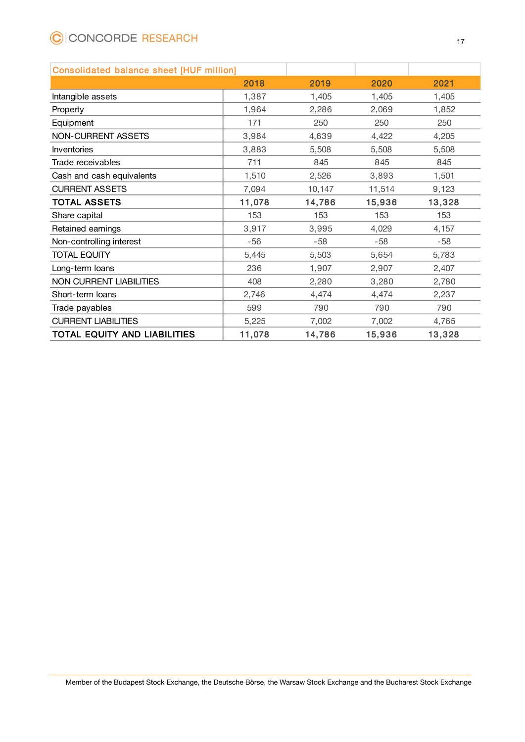| Consolidated balance sheet [HUF million] | 2018 | 2019 | 2020 | 2021 |
|---|---|---|---|---|
| Intangible assets | 1,387 | 1,405 | 1,405 | 1,405 |
| Property | 1,964 | 2,286 | 2,069 | 1,852 |
| Equipment | 171 | 250 | 250 | 250 |
| NON-CURRENT ASSETS | 3,984 | 4,639 | 4,422 | 4,205 |
| Inventories | 3,883 | 5,508 | 5,508 | 5,508 |
| Trade receivables | 711 | 845 | 845 | 845 |
| Cash and cash equivalents | 1,510 | 2,526 | 3,893 | 1,501 |
| CURRENT ASSETS | 7,094 | 10,147 | 11,514 | 9,123 |
| **TOTAL ASSETS** | **11,078** | **14,786** | **15,936** | **13,328** |
| Share capital | 153 | 153 | 153 | 153 |
| Retained earnings | 3,917 | 3,995 | 4,029 | 4,157 |
| Non-controlling interest | -56 | -58 | -58 | -58 |
| TOTAL EQUITY | 5,445 | 5,503 | 5,654 | 5,783 |
| Long-term loans | 236 | 1,907 | 2,907 | 2,407 |
| NON CURRENT LIABILITIES | 408 | 2,280 | 3,280 | 2,780 |
| Short-term loans | 2,746 | 4,474 | 4,474 | 2,237 |
| Trade payables | 599 | 790 | 790 | 790 |
| CURRENT LIABILITIES | 5,225 | 7,002 | 7,002 | 4,765 |
| **TOTAL EQUITY AND LIABILITIES** | **11,078** | **14,786** | **15,936** | **13,328** |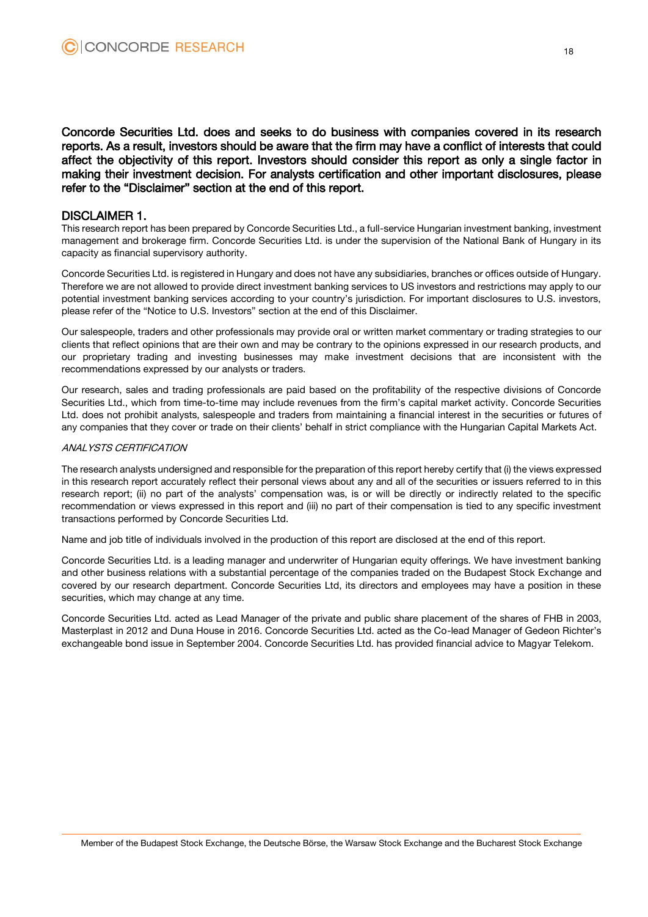**Concorde Securities Ltd. does and seeks to do business with companies covered in its research reports. As a result, investors should be aware that the firm may have a conflict of interests that could affect the objectivity of this report. Investors should consider this report as only a single factor in making their investment decision. For analysts certification and other important disclosures, please refer to the "Disclaimer" section at the end of this report.**

## DISCLAIMER 1.

This research report has been prepared by Concorde Securities Ltd., a full-service Hungarian investment banking, investment management and brokerage firm. Concorde Securities Ltd. is under the supervision of the National Bank of Hungary in its capacity as financial supervisory authority.

Concorde Securities Ltd. is registered in Hungary and does not have any subsidiaries, branches or offices outside of Hungary. Therefore we are not allowed to provide direct investment banking services to US investors and restrictions may apply to our potential investment banking services according to your country's jurisdiction. For important disclosures to U.S. investors, please refer of the "Notice to U.S. Investors" section at the end of this Disclaimer.

Our salespeople, traders and other professionals may provide oral or written market commentary or trading strategies to our clients that reflect opinions that are their own and may be contrary to the opinions expressed in our research products, and our proprietary trading and investing businesses may make investment decisions that are inconsistent with the recommendations expressed by our analysts or traders.

Our research, sales and trading professionals are paid based on the profitability of the respective divisions of Concorde Securities Ltd., which from time-to-time may include revenues from the firm's capital market activity. Concorde Securities Ltd. does not prohibit analysts, salespeople and traders from maintaining a financial interest in the securities or futures of any companies that they cover or trade on their clients' behalf in strict compliance with the Hungarian Capital Markets Act.

*ANALYSTS CERTIFICATION*

The research analysts undersigned and responsible for the preparation of this report hereby certify that (i) the views expressed in this research report accurately reflect their personal views about any and all of the securities or issuers referred to in this research report; (ii) no part of the analysts' compensation was, is or will be directly or indirectly related to the specific recommendation or views expressed in this report and (iii) no part of their compensation is tied to any specific investment transactions performed by Concorde Securities Ltd.

Name and job title of individuals involved in the production of this report are disclosed at the end of this report.

Concorde Securities Ltd. is a leading manager and underwriter of Hungarian equity offerings. We have investment banking and other business relations with a substantial percentage of the companies traded on the Budapest Stock Exchange and covered by our research department. Concorde Securities Ltd, its directors and employees may have a position in these securities, which may change at any time.

Concorde Securities Ltd. acted as Lead Manager of the private and public share placement of the shares of FHB in 2003, Masterplast in 2012 and Duna House in 2016. Concorde Securities Ltd. acted as the Co-lead Manager of Gedeon Richter's exchangeable bond issue in September 2004. Concorde Securities Ltd. has provided financial advice to Magyar Telekom.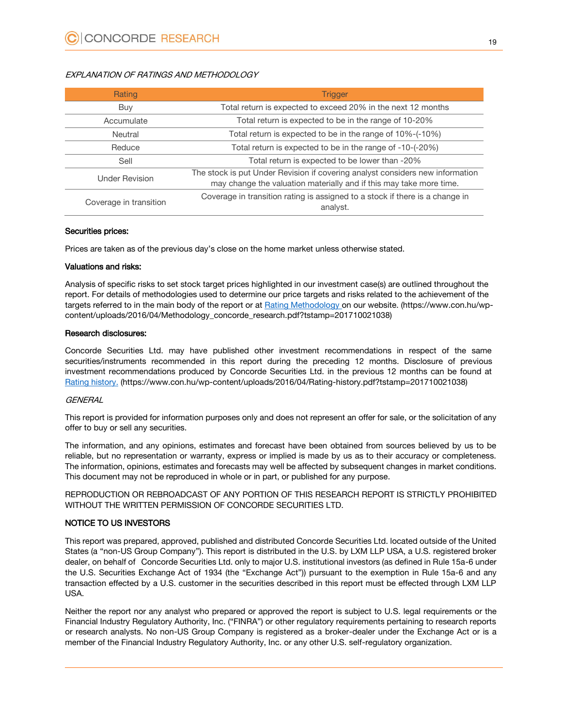*EXPLANATION OF RATINGS AND METHODOLOGY*

| Rating | Trigger |
|---|---|
| Buy | Total return is expected to exceed 20% in the next 12 months |
| Accumulate | Total return is expected to be in the range of 10-20% |
| Neutral | Total return is expected to be in the range of 10%-(-10%) |
| Reduce | Total return is expected to be in the range of -10-(-20%) |
| Sell | Total return is expected to be lower than -20% |
| Under Revision | The stock is put Under Revision if covering analyst considers new information may change the valuation materially and if this may take more time. |
| Coverage in transition | Coverage in transition rating is assigned to a stock if there is a change in analyst. |

**Securities prices:**

Prices are taken as of the previous day's close on the home market unless otherwise stated.

**Valuations and risks:**

Analysis of specific risks to set stock target prices highlighted in our investment case(s) are outlined throughout the report. For details of methodologies used to determine our price targets and risks related to the achievement of the targets referred to in the main body of the report or at [Rating Methodology](https://www.con.hu/wp-content/uploads/2016/04/Methodology_concorde_research.pdf?tstamp=201710021038) on our website. (https://www.con.hu/wp-content/uploads/2016/04/Methodology_concorde_research.pdf?tstamp=201710021038)

**Research disclosures:**

Concorde Securities Ltd. may have published other investment recommendations in respect of the same securities/instruments recommended in this report during the preceding 12 months. Disclosure of previous investment recommendations produced by Concorde Securities Ltd. in the previous 12 months can be found at [Rating history.](https://www.con.hu/wp-content/uploads/2016/04/Rating-history.pdf?tstamp=201710021038) (https://www.con.hu/wp-content/uploads/2016/04/Rating-history.pdf?tstamp=201710021038)

*GENERAL*

This report is provided for information purposes only and does not represent an offer for sale, or the solicitation of any offer to buy or sell any securities.

The information, and any opinions, estimates and forecast have been obtained from sources believed by us to be reliable, but no representation or warranty, express or implied is made by us as to their accuracy or completeness. The information, opinions, estimates and forecasts may well be affected by subsequent changes in market conditions. This document may not be reproduced in whole or in part, or published for any purpose.

REPRODUCTION OR REBROADCAST OF ANY PORTION OF THIS RESEARCH REPORT IS STRICTLY PROHIBITED WITHOUT THE WRITTEN PERMISSION OF CONCORDE SECURITIES LTD.

**NOTICE TO US INVESTORS**

This report was prepared, approved, published and distributed Concorde Securities Ltd. located outside of the United States (a "non-US Group Company"). This report is distributed in the U.S. by LXM LLP USA, a U.S. registered broker dealer, on behalf of Concorde Securities Ltd. only to major U.S. institutional investors (as defined in Rule 15a-6 under the U.S. Securities Exchange Act of 1934 (the "Exchange Act")) pursuant to the exemption in Rule 15a-6 and any transaction effected by a U.S. customer in the securities described in this report must be effected through LXM LLP USA.

Neither the report nor any analyst who prepared or approved the report is subject to U.S. legal requirements or the Financial Industry Regulatory Authority, Inc. ("FINRA") or other regulatory requirements pertaining to research reports or research analysts. No non-US Group Company is registered as a broker-dealer under the Exchange Act or is a member of the Financial Industry Regulatory Authority, Inc. or any other U.S. self-regulatory organization.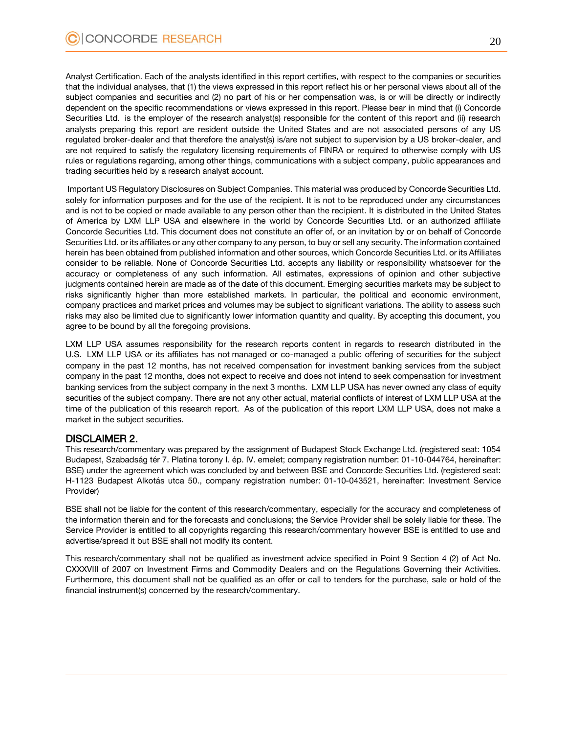Analyst Certification. Each of the analysts identified in this report certifies, with respect to the companies or securities that the individual analyses, that (1) the views expressed in this report reflect his or her personal views about all of the subject companies and securities and (2) no part of his or her compensation was, is or will be directly or indirectly dependent on the specific recommendations or views expressed in this report. Please bear in mind that (i) Concorde Securities Ltd. is the employer of the research analyst(s) responsible for the content of this report and (ii) research analysts preparing this report are resident outside the United States and are not associated persons of any US regulated broker-dealer and that therefore the analyst(s) is/are not subject to supervision by a US broker-dealer, and are not required to satisfy the regulatory licensing requirements of FINRA or required to otherwise comply with US rules or regulations regarding, among other things, communications with a subject company, public appearances and trading securities held by a research analyst account.

Important US Regulatory Disclosures on Subject Companies. This material was produced by Concorde Securities Ltd. solely for information purposes and for the use of the recipient. It is not to be reproduced under any circumstances and is not to be copied or made available to any person other than the recipient. It is distributed in the United States of America by LXM LLP USA and elsewhere in the world by Concorde Securities Ltd. or an authorized affiliate Concorde Securities Ltd. This document does not constitute an offer of, or an invitation by or on behalf of Concorde Securities Ltd. or its affiliates or any other company to any person, to buy or sell any security. The information contained herein has been obtained from published information and other sources, which Concorde Securities Ltd. or its Affiliates consider to be reliable. None of Concorde Securities Ltd. accepts any liability or responsibility whatsoever for the accuracy or completeness of any such information. All estimates, expressions of opinion and other subjective judgments contained herein are made as of the date of this document. Emerging securities markets may be subject to risks significantly higher than more established markets. In particular, the political and economic environment, company practices and market prices and volumes may be subject to significant variations. The ability to assess such risks may also be limited due to significantly lower information quantity and quality. By accepting this document, you agree to be bound by all the foregoing provisions.

LXM LLP USA assumes responsibility for the research reports content in regards to research distributed in the U.S. LXM LLP USA or its affiliates has not managed or co-managed a public offering of securities for the subject company in the past 12 months, has not received compensation for investment banking services from the subject company in the past 12 months, does not expect to receive and does not intend to seek compensation for investment banking services from the subject company in the next 3 months. LXM LLP USA has never owned any class of equity securities of the subject company. There are not any other actual, material conflicts of interest of LXM LLP USA at the time of the publication of this research report. As of the publication of this report LXM LLP USA, does not make a market in the subject securities.

## DISCLAIMER 2.

This research/commentary was prepared by the assignment of Budapest Stock Exchange Ltd. (registered seat: 1054 Budapest, Szabadság tér 7. Platina torony I. ép. IV. emelet; company registration number: 01-10-044764, hereinafter: BSE) under the agreement which was concluded by and between BSE and Concorde Securities Ltd. (registered seat: H-1123 Budapest Alkotás utca 50., company registration number: 01-10-043521, hereinafter: Investment Service Provider)

BSE shall not be liable for the content of this research/commentary, especially for the accuracy and completeness of the information therein and for the forecasts and conclusions; the Service Provider shall be solely liable for these. The Service Provider is entitled to all copyrights regarding this research/commentary however BSE is entitled to use and advertise/spread it but BSE shall not modify its content.

This research/commentary shall not be qualified as investment advice specified in Point 9 Section 4 (2) of Act No. CXXXVIII of 2007 on Investment Firms and Commodity Dealers and on the Regulations Governing their Activities. Furthermore, this document shall not be qualified as an offer or call to tenders for the purchase, sale or hold of the financial instrument(s) concerned by the research/commentary.